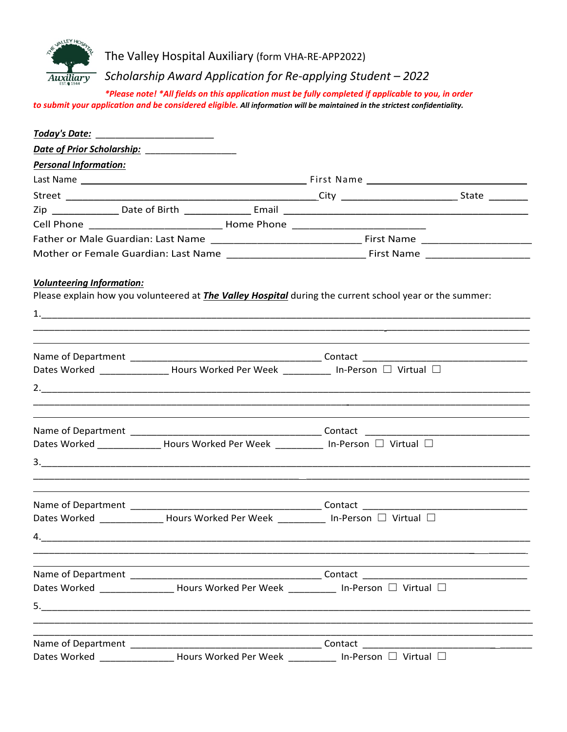# The Valley Hospital Auxiliary (form VHA-RE-APP2022)

## *Scholarship Award Application for Re-applying Student – 2022*

***Please note! *All fields on this application must be fully completed if applicable to you, in order to submit your application and be considered eligible.*** ***All information will be maintained in the strictest confidentiality.***

***Today's Date:*** ______________________

***Date of Prior Scholarship:*** _________________

***Personal Information:***

Last Name __________________________________________ First Name ________________________

Street _______________________________________________City ____________________ State _______

Zip ____________ Date of Birth ____________ Email ____________________________________________

Cell Phone _________________________ Home Phone _________________________

Father or Male Guardian: Last Name ____________________________ First Name ____________________

Mother or Female Guardian: Last Name _________________________ First Name ___________________

***Volunteering Information:***

Please explain how you volunteered at ***The Valley Hospital*** during the current school year or the summer:

1.______________________________________________________________________________________

________________________________________________________________________________________

________________________________________________________________________________________

Name of Department ___________________________________ Contact ______________________________

Dates Worked _____________ Hours Worked Per Week _________ In-Person ☐ Virtual ☐

2.______________________________________________________________________________________

________________________________________________________________________________________

________________________________________________________________________________________

Name of Department ___________________________________ Contact ______________________________

Dates Worked ____________ Hours Worked Per Week _________ In-Person ☐ Virtual ☐

3.______________________________________________________________________________________

________________________________________________________________________________________

________________________________________________________________________________________

Name of Department ___________________________________ Contact ______________________________

Dates Worked ____________ Hours Worked Per Week _________ In-Person ☐ Virtual ☐

4.______________________________________________________________________________________

________________________________________________________________________________________

________________________________________________________________________________________

Name of Department ___________________________________ Contact ______________________________

Dates Worked ______________ Hours Worked Per Week _________ In-Person ☐ Virtual ☐

5.______________________________________________________________________________________

________________________________________________________________________________________

________________________________________________________________________________________

Name of Department ___________________________________ Contact ______________________________

Dates Worked ______________ Hours Worked Per Week _________ In-Person ☐ Virtual ☐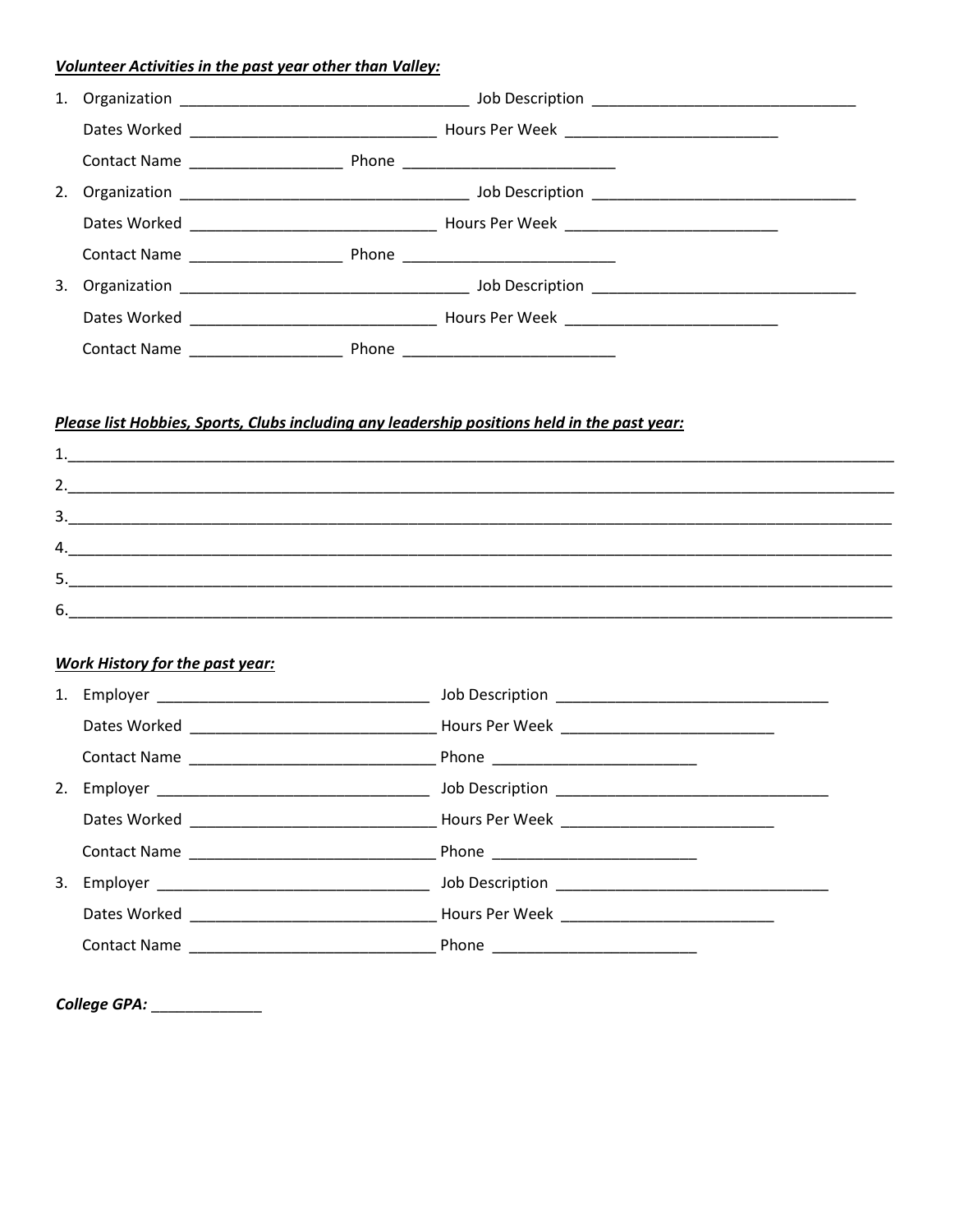***Volunteer Activities in the past year other than Valley:***

1. Organization ___________________________________ Job Description ________________________________
   Dates Worked ______________________________ Hours Per Week __________________________
   Contact Name __________________ Phone __________________________
2. Organization ___________________________________ Job Description ________________________________
   Dates Worked ______________________________ Hours Per Week __________________________
   Contact Name __________________ Phone __________________________
3. Organization ___________________________________ Job Description ________________________________
   Dates Worked ______________________________ Hours Per Week __________________________
   Contact Name __________________ Phone __________________________

***Please list Hobbies, Sports, Clubs including any leadership positions held in the past year:***

1.____________________________________________________________________________________________________
2.____________________________________________________________________________________________________
3.____________________________________________________________________________________________________
4.____________________________________________________________________________________________________
5.____________________________________________________________________________________________________
6.____________________________________________________________________________________________________

***Work History for the past year:***

1. Employer _________________________________ Job Description _________________________________
   Dates Worked ______________________________ Hours Per Week __________________________
   Contact Name ______________________________ Phone _________________________
2. Employer _________________________________ Job Description _________________________________
   Dates Worked ______________________________ Hours Per Week __________________________
   Contact Name ______________________________ Phone _________________________
3. Employer _________________________________ Job Description _________________________________
   Dates Worked ______________________________ Hours Per Week __________________________
   Contact Name ______________________________ Phone _________________________

***College GPA:*** _____________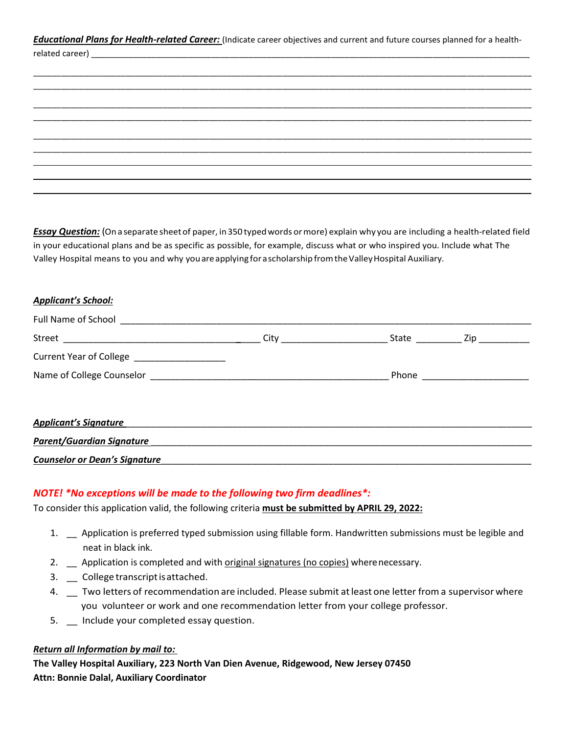***Educational Plans for Health-related Career:*** (Indicate career objectives and current and future courses planned for a health-related career) ____________________________________________________________________________________

____________________________________________________________________________________________________

____________________________________________________________________________________________________

____________________________________________________________________________________________________

____________________________________________________________________________________________________

____________________________________________________________________________________________________

____________________________________________________________________________________________________

____________________________________________________________________________________________________

____________________________________________________________________________________________________

____________________________________________________________________________________________________

***Essay Question:*** (On a separate sheet of paper, in 350 typed words or more) explain why you are including a health-related field in your educational plans and be as specific as possible, for example, discuss what or who inspired you. Include what The Valley Hospital means to you and why you are applying for a scholarship from the Valley Hospital Auxiliary.

***Applicant's School:***

Full Name of School ________________________________________________________________________

Street ____________________________________ City ____________________ State _________ Zip __________

Current Year of College __________________

Name of College Counselor ______________________________________________ Phone _____________________

***Applicant's Signature*** ____________________________________________________________________________

***Parent/Guardian Signature*** _______________________________________________________________________

***Counselor or Dean's Signature*** ____________________________________________________________________

***NOTE! *No exceptions will be made to the following two firm deadlines*:***

To consider this application valid, the following criteria **must be submitted by APRIL 29, 2022:**

1. __ Application is preferred typed submission using fillable form. Handwritten submissions must be legible and neat in black ink.
2. __ Application is completed and with original signatures (no copies) where necessary.
3. __ College transcript is attached.
4. __ Two letters of recommendation are included. Please submit at least one letter from a supervisor where you volunteer or work and one recommendation letter from your college professor.
5. __ Include your completed essay question.

***Return all Information by mail to:***

**The Valley Hospital Auxiliary, 223 North Van Dien Avenue, Ridgewood, New Jersey 07450**
**Attn: Bonnie Dalal, Auxiliary Coordinator**